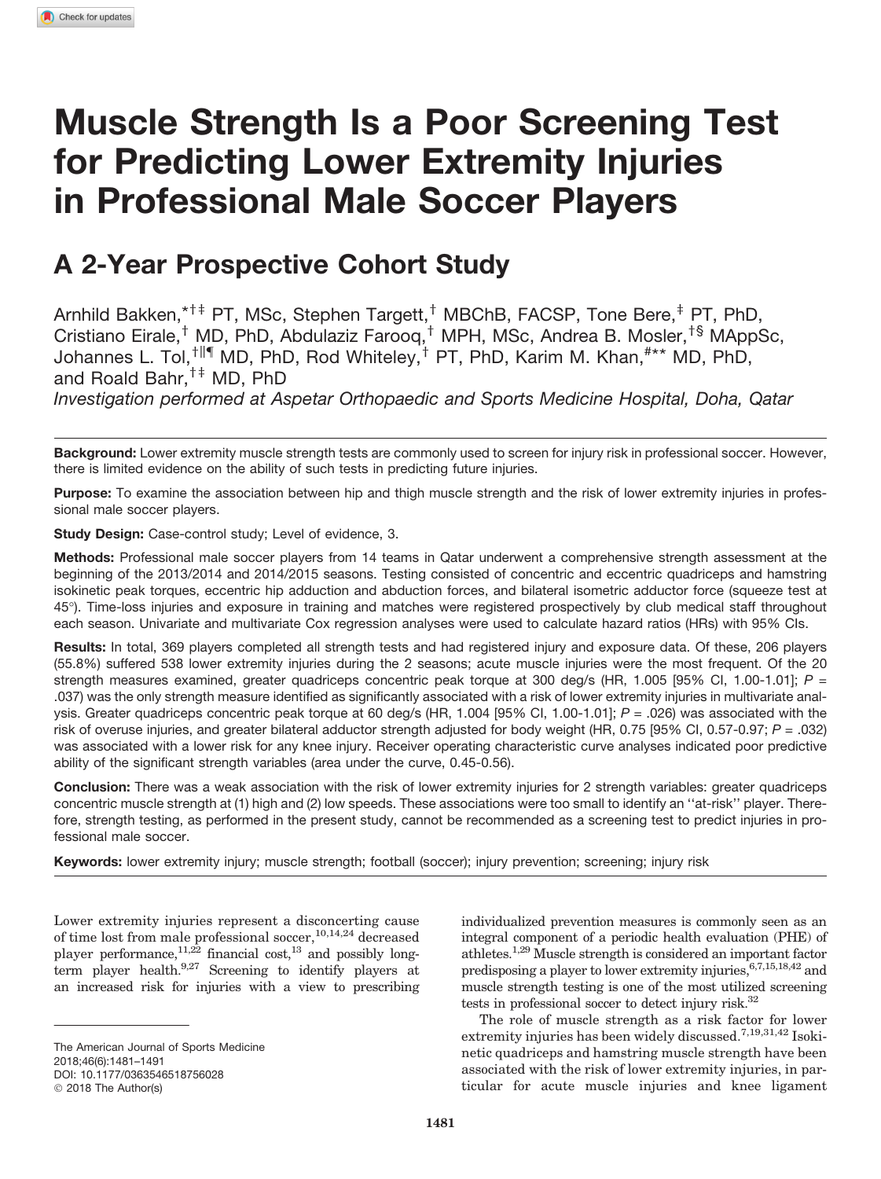# Muscle Strength Is a Poor Screening Test for Predicting Lower Extremity Injuries in Professional Male Soccer Players

## A 2-Year Prospective Cohort Study

Arnhild Bakken,[*†‡] PT, MSc, Stephen Targett,[†] MBChB, FACSP, Tone Bere,[‡] PT, PhD, Cristiano Eirale,[†] MD, PhD, Abdulaziz Farooq,[†] MPH, MSc, Andrea B. Mosler,[†§] MAppSc, Johannes L. Tol,[†||¶] MD, PhD, Rod Whiteley,[†] PT, PhD, Karim M. Khan,[#**] MD, PhD, and Roald Bahr,[†‡] MD, PhD

*Investigation performed at Aspetar Orthopaedic and Sports Medicine Hospital, Doha, Qatar*

**Background:** Lower extremity muscle strength tests are commonly used to screen for injury risk in professional soccer. However, there is limited evidence on the ability of such tests in predicting future injuries.

**Purpose:** To examine the association between hip and thigh muscle strength and the risk of lower extremity injuries in professional male soccer players.

**Study Design:** Case-control study; Level of evidence, 3.

**Methods:** Professional male soccer players from 14 teams in Qatar underwent a comprehensive strength assessment at the beginning of the 2013/2014 and 2014/2015 seasons. Testing consisted of concentric and eccentric quadriceps and hamstring isokinetic peak torques, eccentric hip adduction and abduction forces, and bilateral isometric adductor force (squeeze test at 45°). Time-loss injuries and exposure in training and matches were registered prospectively by club medical staff throughout each season. Univariate and multivariate Cox regression analyses were used to calculate hazard ratios (HRs) with 95% CIs.

**Results:** In total, 369 players completed all strength tests and had registered injury and exposure data. Of these, 206 players (55.8%) suffered 538 lower extremity injuries during the 2 seasons; acute muscle injuries were the most frequent. Of the 20 strength measures examined, greater quadriceps concentric peak torque at 300 deg/s (HR, 1.005 [95% CI, 1.00-1.01]; $P = .037$) was the only strength measure identified as significantly associated with a risk of lower extremity injuries in multivariate analysis. Greater quadriceps concentric peak torque at 60 deg/s (HR, 1.004 [95% CI, 1.00-1.01]; $P = .026$) was associated with the risk of overuse injuries, and greater bilateral adductor strength adjusted for body weight (HR, 0.75 [95% CI, 0.57-0.97; $P = .032$) was associated with a lower risk for any knee injury. Receiver operating characteristic curve analyses indicated poor predictive ability of the significant strength variables (area under the curve, 0.45-0.56).

**Conclusion:** There was a weak association with the risk of lower extremity injuries for 2 strength variables: greater quadriceps concentric muscle strength at (1) high and (2) low speeds. These associations were too small to identify an ''at-risk'' player. Therefore, strength testing, as performed in the present study, cannot be recommended as a screening test to predict injuries in professional male soccer.

**Keywords:** lower extremity injury; muscle strength; football (soccer); injury prevention; screening; injury risk

Lower extremity injuries represent a disconcerting cause of time lost from male professional soccer,[10,14,24] decreased player performance,[11,22] financial cost,[13] and possibly long-term player health.[9,27] Screening to identify players at an increased risk for injuries with a view to prescribing individualized prevention measures is commonly seen as an integral component of a periodic health evaluation (PHE) of athletes.[1,29] Muscle strength is considered an important factor predisposing a player to lower extremity injuries,[6,7,15,18,42] and muscle strength testing is one of the most utilized screening tests in professional soccer to detect injury risk.[32]

The role of muscle strength as a risk factor for lower extremity injuries has been widely discussed.[7,19,31,42] Isokinetic quadriceps and hamstring muscle strength have been associated with the risk of lower extremity injuries, in particular for acute muscle injuries and knee ligament

The American Journal of Sports Medicine
2018;46(6):1481–1491
DOI: 10.1177/0363546518756028
© 2018 The Author(s)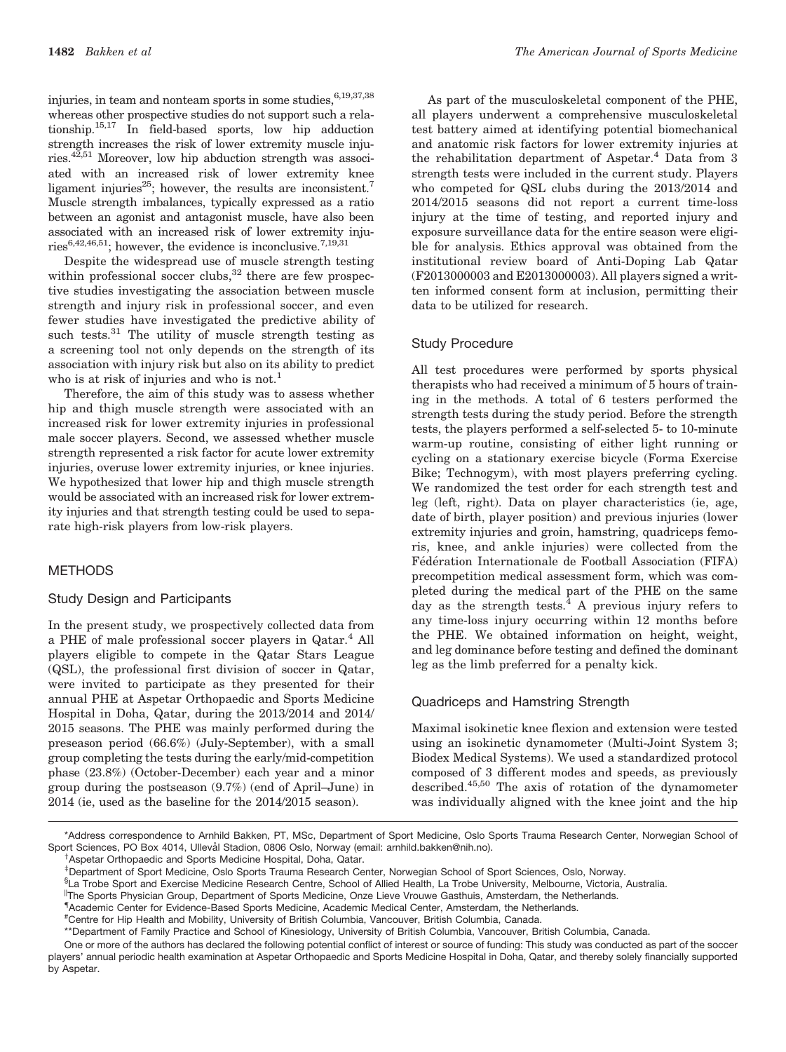injuries, in team and nonteam sports in some studies,[6,19,37,38] whereas other prospective studies do not support such a relationship.[15,17] In field-based sports, low hip adduction strength increases the risk of lower extremity muscle injuries.[42,51] Moreover, low hip abduction strength was associated with an increased risk of lower extremity knee ligament injuries[25]; however, the results are inconsistent.[7] Muscle strength imbalances, typically expressed as a ratio between an agonist and antagonist muscle, have also been associated with an increased risk of lower extremity injuries[6,42,46,51]; however, the evidence is inconclusive.[7,19,31]

Despite the widespread use of muscle strength testing within professional soccer clubs,[32] there are few prospective studies investigating the association between muscle strength and injury risk in professional soccer, and even fewer studies have investigated the predictive ability of such tests.[31] The utility of muscle strength testing as a screening tool not only depends on the strength of its association with injury risk but also on its ability to predict who is at risk of injuries and who is not.[1]

Therefore, the aim of this study was to assess whether hip and thigh muscle strength were associated with an increased risk for lower extremity injuries in professional male soccer players. Second, we assessed whether muscle strength represented a risk factor for acute lower extremity injuries, overuse lower extremity injuries, or knee injuries. We hypothesized that lower hip and thigh muscle strength would be associated with an increased risk for lower extremity injuries and that strength testing could be used to separate high-risk players from low-risk players.

## METHODS

### Study Design and Participants

In the present study, we prospectively collected data from a PHE of male professional soccer players in Qatar.[4] All players eligible to compete in the Qatar Stars League (QSL), the professional first division of soccer in Qatar, were invited to participate as they presented for their annual PHE at Aspetar Orthopaedic and Sports Medicine Hospital in Doha, Qatar, during the 2013/2014 and 2014/2015 seasons. The PHE was mainly performed during the preseason period (66.6%) (July-September), with a small group completing the tests during the early/mid-competition phase (23.8%) (October-December) each year and a minor group during the postseason (9.7%) (end of April–June) in 2014 (ie, used as the baseline for the 2014/2015 season).

As part of the musculoskeletal component of the PHE, all players underwent a comprehensive musculoskeletal test battery aimed at identifying potential biomechanical and anatomic risk factors for lower extremity injuries at the rehabilitation department of Aspetar.[4] Data from 3 strength tests were included in the current study. Players who competed for QSL clubs during the 2013/2014 and 2014/2015 seasons did not report a current time-loss injury at the time of testing, and reported injury and exposure surveillance data for the entire season were eligible for analysis. Ethics approval was obtained from the institutional review board of Anti-Doping Lab Qatar (F2013000003 and E2013000003). All players signed a written informed consent form at inclusion, permitting their data to be utilized for research.

### Study Procedure

All test procedures were performed by sports physical therapists who had received a minimum of 5 hours of training in the methods. A total of 6 testers performed the strength tests during the study period. Before the strength tests, the players performed a self-selected 5- to 10-minute warm-up routine, consisting of either light running or cycling on a stationary exercise bicycle (Forma Exercise Bike; Technogym), with most players preferring cycling. We randomized the test order for each strength test and leg (left, right). Data on player characteristics (ie, age, date of birth, player position) and previous injuries (lower extremity injuries and groin, hamstring, quadriceps femoris, knee, and ankle injuries) were collected from the Fédération Internationale de Football Association (FIFA) precompetition medical assessment form, which was completed during the medical part of the PHE on the same day as the strength tests.[4] A previous injury refers to any time-loss injury occurring within 12 months before the PHE. We obtained information on height, weight, and leg dominance before testing and defined the dominant leg as the limb preferred for a penalty kick.

### Quadriceps and Hamstring Strength

Maximal isokinetic knee flexion and extension were tested using an isokinetic dynamometer (Multi-Joint System 3; Biodex Medical Systems). We used a standardized protocol composed of 3 different modes and speeds, as previously described.[45,50] The axis of rotation of the dynamometer was individually aligned with the knee joint and the hip

*Address correspondence to Arnhild Bakken, PT, MSc, Department of Sport Medicine, Oslo Sports Trauma Research Center, Norwegian School of Sport Sciences, PO Box 4014, Ullevål Stadion, 0806 Oslo, Norway (email: arnhild.bakken@nih.no).

†Aspetar Orthopaedic and Sports Medicine Hospital, Doha, Qatar.

‡Department of Sport Medicine, Oslo Sports Trauma Research Center, Norwegian School of Sport Sciences, Oslo, Norway.

§La Trobe Sport and Exercise Medicine Research Centre, School of Allied Health, La Trobe University, Melbourne, Victoria, Australia.

‖The Sports Physician Group, Department of Sports Medicine, Onze Lieve Vrouwe Gasthuis, Amsterdam, the Netherlands.

¶Academic Center for Evidence-Based Sports Medicine, Academic Medical Center, Amsterdam, the Netherlands.

#Centre for Hip Health and Mobility, University of British Columbia, Vancouver, British Columbia, Canada.

**Department of Family Practice and School of Kinesiology, University of British Columbia, Vancouver, British Columbia, Canada.

One or more of the authors has declared the following potential conflict of interest or source of funding: This study was conducted as part of the soccer players' annual periodic health examination at Aspetar Orthopaedic and Sports Medicine Hospital in Doha, Qatar, and thereby solely financially supported by Aspetar.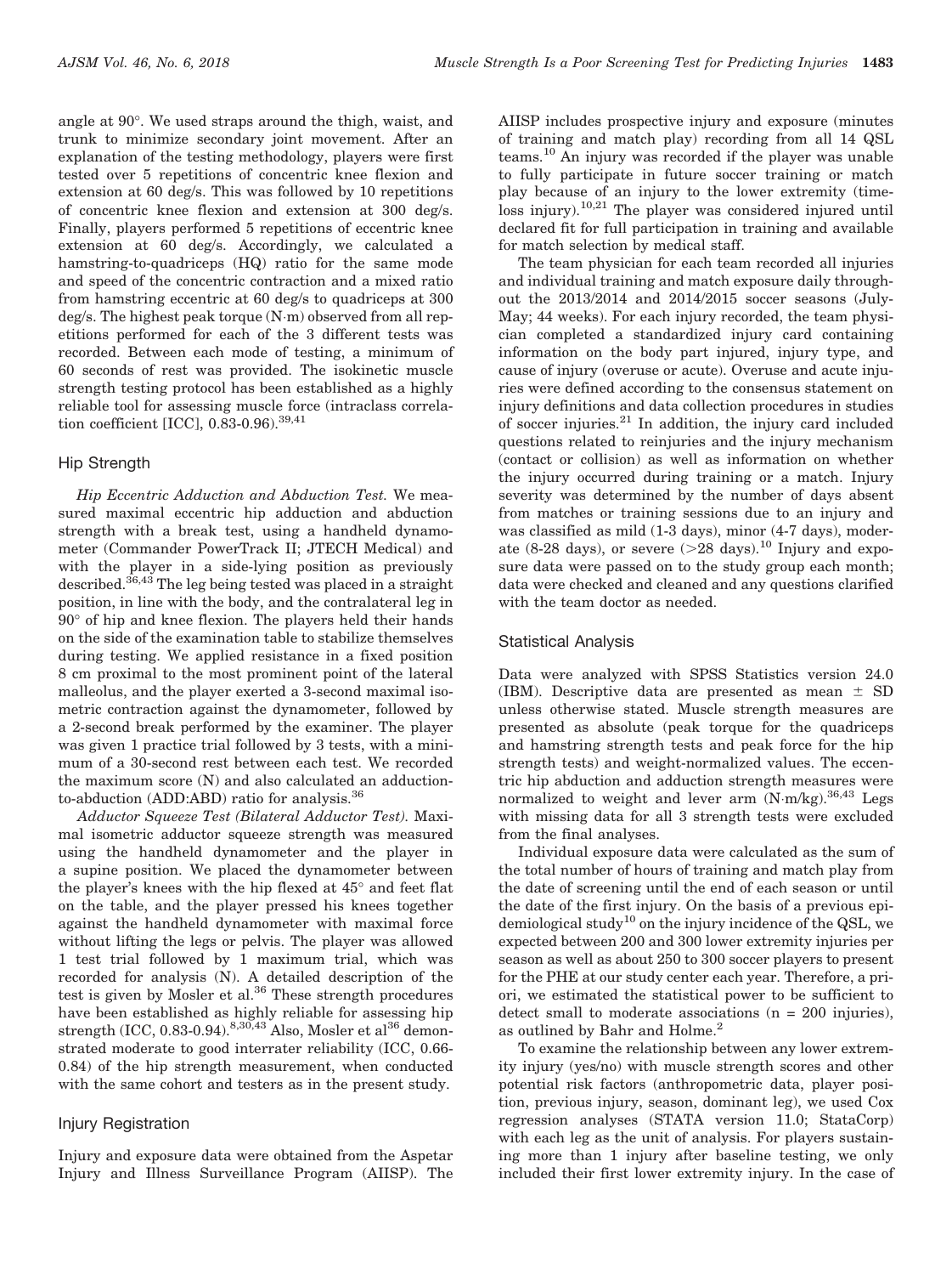angle at 90°. We used straps around the thigh, waist, and trunk to minimize secondary joint movement. After an explanation of the testing methodology, players were first tested over 5 repetitions of concentric knee flexion and extension at 60 deg/s. This was followed by 10 repetitions of concentric knee flexion and extension at 300 deg/s. Finally, players performed 5 repetitions of eccentric knee extension at 60 deg/s. Accordingly, we calculated a hamstring-to-quadriceps (HQ) ratio for the same mode and speed of the concentric contraction and a mixed ratio from hamstring eccentric at 60 deg/s to quadriceps at 300 deg/s. The highest peak torque (N·m) observed from all repetitions performed for each of the 3 different tests was recorded. Between each mode of testing, a minimum of 60 seconds of rest was provided. The isokinetic muscle strength testing protocol has been established as a highly reliable tool for assessing muscle force (intraclass correlation coefficient [ICC], 0.83-0.96).[39,41]

### Hip Strength

*Hip Eccentric Adduction and Abduction Test.* We measured maximal eccentric hip adduction and abduction strength with a break test, using a handheld dynamometer (Commander PowerTrack II; JTECH Medical) and with the player in a side-lying position as previously described.[36,43] The leg being tested was placed in a straight position, in line with the body, and the contralateral leg in 90° of hip and knee flexion. The players held their hands on the side of the examination table to stabilize themselves during testing. We applied resistance in a fixed position 8 cm proximal to the most prominent point of the lateral malleolus, and the player exerted a 3-second maximal isometric contraction against the dynamometer, followed by a 2-second break performed by the examiner. The player was given 1 practice trial followed by 3 tests, with a minimum of a 30-second rest between each test. We recorded the maximum score (N) and also calculated an adduction-to-abduction (ADD:ABD) ratio for analysis.[36]

*Adductor Squeeze Test (Bilateral Adductor Test).* Maximal isometric adductor squeeze strength was measured using the handheld dynamometer and the player in a supine position. We placed the dynamometer between the player's knees with the hip flexed at 45° and feet flat on the table, and the player pressed his knees together against the handheld dynamometer with maximal force without lifting the legs or pelvis. The player was allowed 1 test trial followed by 1 maximum trial, which was recorded for analysis (N). A detailed description of the test is given by Mosler et al.[36] These strength procedures have been established as highly reliable for assessing hip strength (ICC, 0.83-0.94).[8,30,43] Also, Mosler et al[36] demonstrated moderate to good interrater reliability (ICC, 0.66-0.84) of the hip strength measurement, when conducted with the same cohort and testers as in the present study.

### Injury Registration

Injury and exposure data were obtained from the Aspetar Injury and Illness Surveillance Program (AIISP). The AIISP includes prospective injury and exposure (minutes of training and match play) recording from all 14 QSL teams.[10] An injury was recorded if the player was unable to fully participate in future soccer training or match play because of an injury to the lower extremity (time-loss injury).[10,21] The player was considered injured until declared fit for full participation in training and available for match selection by medical staff.

The team physician for each team recorded all injuries and individual training and match exposure daily throughout the 2013/2014 and 2014/2015 soccer seasons (July-May; 44 weeks). For each injury recorded, the team physician completed a standardized injury card containing information on the body part injured, injury type, and cause of injury (overuse or acute). Overuse and acute injuries were defined according to the consensus statement on injury definitions and data collection procedures in studies of soccer injuries.[21] In addition, the injury card included questions related to reinjuries and the injury mechanism (contact or collision) as well as information on whether the injury occurred during training or a match. Injury severity was determined by the number of days absent from matches or training sessions due to an injury and was classified as mild (1-3 days), minor (4-7 days), moderate (8-28 days), or severe (>28 days).[10] Injury and exposure data were passed on to the study group each month; data were checked and cleaned and any questions clarified with the team doctor as needed.

### Statistical Analysis

Data were analyzed with SPSS Statistics version 24.0 (IBM). Descriptive data are presented as mean ± SD unless otherwise stated. Muscle strength measures are presented as absolute (peak torque for the quadriceps and hamstring strength tests and peak force for the hip strength tests) and weight-normalized values. The eccentric hip abduction and adduction strength measures were normalized to weight and lever arm (N·m/kg).[36,43] Legs with missing data for all 3 strength tests were excluded from the final analyses.

Individual exposure data were calculated as the sum of the total number of hours of training and match play from the date of screening until the end of each season or until the date of the first injury. On the basis of a previous epidemiological study[10] on the injury incidence of the QSL, we expected between 200 and 300 lower extremity injuries per season as well as about 250 to 300 soccer players to present for the PHE at our study center each year. Therefore, a priori, we estimated the statistical power to be sufficient to detect small to moderate associations (n = 200 injuries), as outlined by Bahr and Holme.[2]

To examine the relationship between any lower extremity injury (yes/no) with muscle strength scores and other potential risk factors (anthropometric data, player position, previous injury, season, dominant leg), we used Cox regression analyses (STATA version 11.0; StataCorp) with each leg as the unit of analysis. For players sustaining more than 1 injury after baseline testing, we only included their first lower extremity injury. In the case of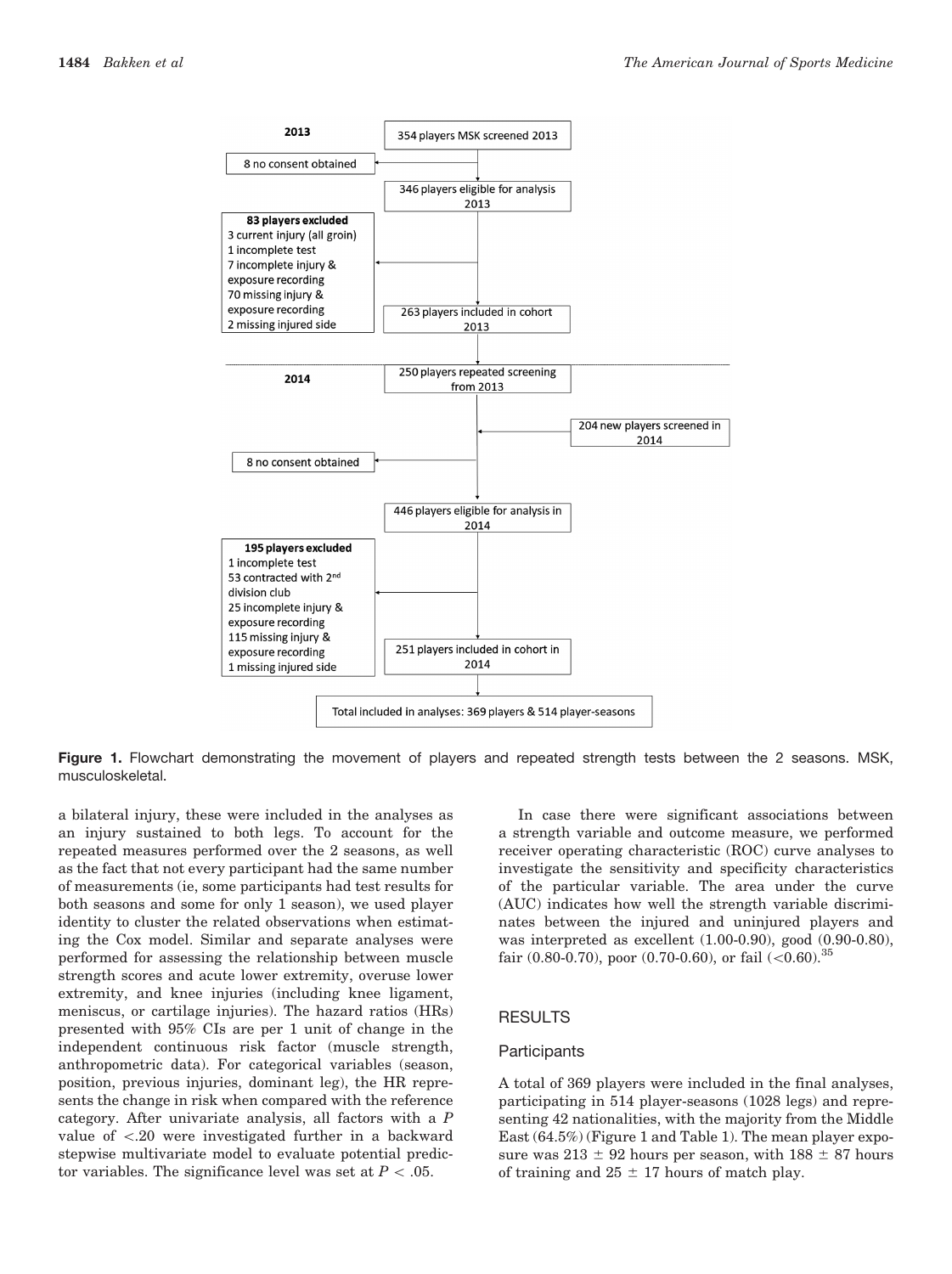2013

354 players MSK screened 2013

8 no consent obtained

346 players eligible for analysis 2013

**83 players excluded**
3 current injury (all groin)
1 incomplete test
7 incomplete injury & exposure recording
70 missing injury & exposure recording
2 missing injured side

263 players included in cohort 2013

2014

250 players repeated screening from 2013

204 new players screened in 2014

8 no consent obtained

446 players eligible for analysis in 2014

**195 players excluded**
1 incomplete test
53 contracted with 2nd division club
25 incomplete injury & exposure recording
115 missing injury & exposure recording
1 missing injured side

251 players included in cohort in 2014

Total included in analyses: 369 players & 514 player-seasons

**Figure 1.** Flowchart demonstrating the movement of players and repeated strength tests between the 2 seasons. MSK, musculoskeletal.

a bilateral injury, these were included in the analyses as an injury sustained to both legs. To account for the repeated measures performed over the 2 seasons, as well as the fact that not every participant had the same number of measurements (ie, some participants had test results for both seasons and some for only 1 season), we used player identity to cluster the related observations when estimating the Cox model. Similar and separate analyses were performed for assessing the relationship between muscle strength scores and acute lower extremity, overuse lower extremity, and knee injuries (including knee ligament, meniscus, or cartilage injuries). The hazard ratios (HRs) presented with 95% CIs are per 1 unit of change in the independent continuous risk factor (muscle strength, anthropometric data). For categorical variables (season, position, previous injuries, dominant leg), the HR represents the change in risk when compared with the reference category. After univariate analysis, all factors with a *P* value of $<.20$ were investigated further in a backward stepwise multivariate model to evaluate potential predictor variables. The significance level was set at $P < .05$.

In case there were significant associations between a strength variable and outcome measure, we performed receiver operating characteristic (ROC) curve analyses to investigate the sensitivity and specificity characteristics of the particular variable. The area under the curve (AUC) indicates how well the strength variable discriminates between the injured and uninjured players and was interpreted as excellent (1.00-0.90), good (0.90-0.80), fair (0.80-0.70), poor (0.70-0.60), or fail (<0.60).[35]

## RESULTS

### Participants

A total of 369 players were included in the final analyses, participating in 514 player-seasons (1028 legs) and representing 42 nationalities, with the majority from the Middle East (64.5%) (Figure 1 and Table 1). The mean player exposure was 213 ± 92 hours per season, with 188 ± 87 hours of training and 25 ± 17 hours of match play.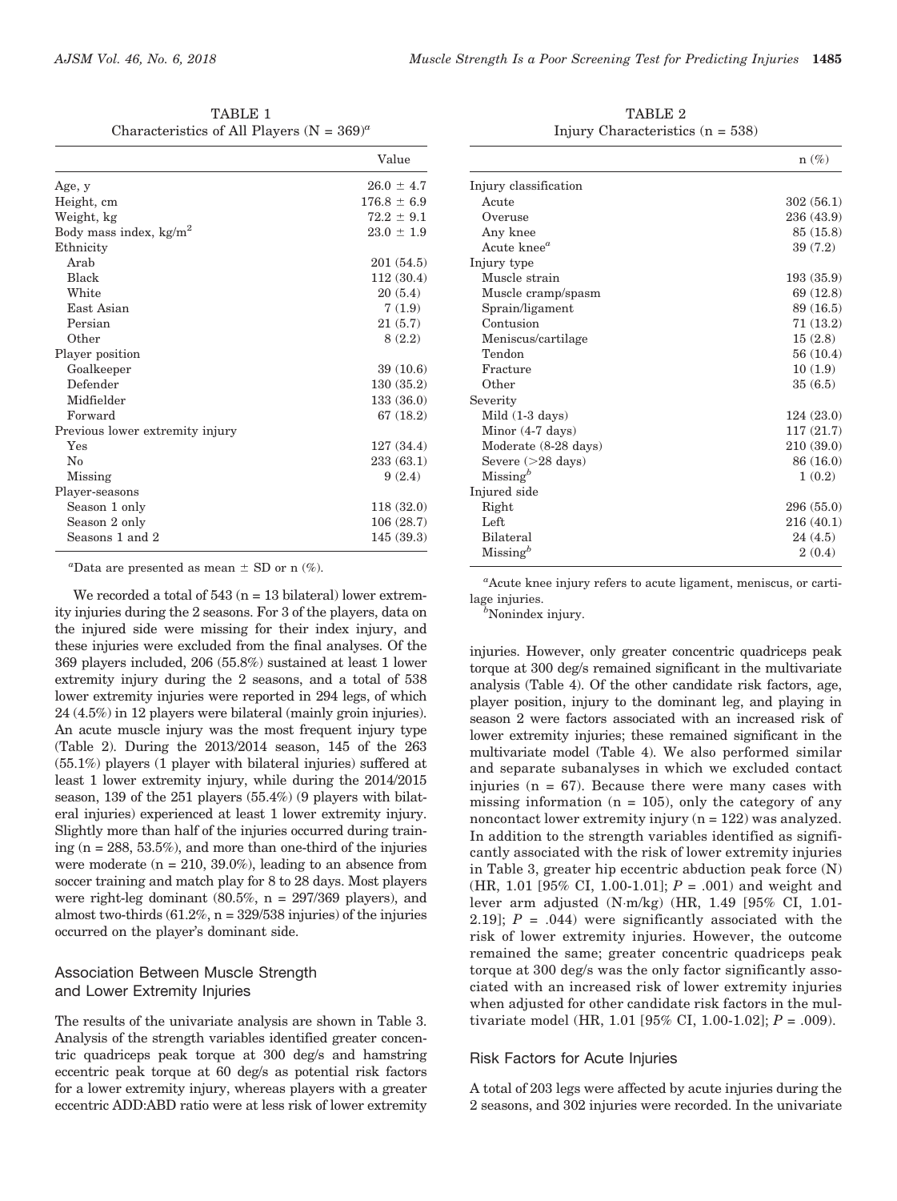TABLE 1
Characteristics of All Players (N = 369)[a]

| | Value |
|---|---|
| Age, y | 26.0 ± 4.7 |
| Height, cm | 176.8 ± 6.9 |
| Weight, kg | 72.2 ± 9.1 |
| Body mass index, kg/m$^2$ | 23.0 ± 1.9 |
| Ethnicity | |
| Arab | 201 (54.5) |
| Black | 112 (30.4) |
| White | 20 (5.4) |
| East Asian | 7 (1.9) |
| Persian | 21 (5.7) |
| Other | 8 (2.2) |
| Player position | |
| Goalkeeper | 39 (10.6) |
| Defender | 130 (35.2) |
| Midfielder | 133 (36.0) |
| Forward | 67 (18.2) |
| Previous lower extremity injury | |
| Yes | 127 (34.4) |
| No | 233 (63.1) |
| Missing | 9 (2.4) |
| Player-seasons | |
| Season 1 only | 118 (32.0) |
| Season 2 only | 106 (28.7) |
| Seasons 1 and 2 | 145 (39.3) |

[a]Data are presented as mean ± SD or n (%).

We recorded a total of 543 (n = 13 bilateral) lower extremity injuries during the 2 seasons. For 3 of the players, data on the injured side were missing for their index injury, and these injuries were excluded from the final analyses. Of the 369 players included, 206 (55.8%) sustained at least 1 lower extremity injury during the 2 seasons, and a total of 538 lower extremity injuries were reported in 294 legs, of which 24 (4.5%) in 12 players were bilateral (mainly groin injuries). An acute muscle injury was the most frequent injury type (Table 2). During the 2013/2014 season, 145 of the 263 (55.1%) players (1 player with bilateral injuries) suffered at least 1 lower extremity injury, while during the 2014/2015 season, 139 of the 251 players (55.4%) (9 players with bilateral injuries) experienced at least 1 lower extremity injury. Slightly more than half of the injuries occurred during training (n = 288, 53.5%), and more than one-third of the injuries were moderate (n = 210, 39.0%), leading to an absence from soccer training and match play for 8 to 28 days. Most players were right-leg dominant (80.5%, n = 297/369 players), and almost two-thirds (61.2%, n = 329/538 injuries) of the injuries occurred on the player's dominant side.

## Association Between Muscle Strength and Lower Extremity Injuries

The results of the univariate analysis are shown in Table 3. Analysis of the strength variables identified greater concentric quadriceps peak torque at 300 deg/s and hamstring eccentric peak torque at 60 deg/s as potential risk factors for a lower extremity injury, whereas players with a greater eccentric ADD:ABD ratio were at less risk of lower extremity

TABLE 2
Injury Characteristics (n = 538)

| | n (%) |
|---|---|
| Injury classification | |
| Acute | 302 (56.1) |
| Overuse | 236 (43.9) |
| Any knee | 85 (15.8) |
| Acute knee[a] | 39 (7.2) |
| Injury type | |
| Muscle strain | 193 (35.9) |
| Muscle cramp/spasm | 69 (12.8) |
| Sprain/ligament | 89 (16.5) |
| Contusion | 71 (13.2) |
| Meniscus/cartilage | 15 (2.8) |
| Tendon | 56 (10.4) |
| Fracture | 10 (1.9) |
| Other | 35 (6.5) |
| Severity | |
| Mild (1-3 days) | 124 (23.0) |
| Minor (4-7 days) | 117 (21.7) |
| Moderate (8-28 days) | 210 (39.0) |
| Severe (>28 days) | 86 (16.0) |
| Missing[b] | 1 (0.2) |
| Injured side | |
| Right | 296 (55.0) |
| Left | 216 (40.1) |
| Bilateral | 24 (4.5) |
| Missing[b] | 2 (0.4) |

[a]Acute knee injury refers to acute ligament, meniscus, or cartilage injuries.
[b]Nonindex injury.

injuries. However, only greater concentric quadriceps peak torque at 300 deg/s remained significant in the multivariate analysis (Table 4). Of the other candidate risk factors, age, player position, injury to the dominant leg, and playing in season 2 were factors associated with an increased risk of lower extremity injuries; these remained significant in the multivariate model (Table 4). We also performed similar and separate subanalyses in which we excluded contact injuries (n = 67). Because there were many cases with missing information (n = 105), only the category of any noncontact lower extremity injury (n = 122) was analyzed. In addition to the strength variables identified as significantly associated with the risk of lower extremity injuries in Table 3, greater hip eccentric abduction peak force (N) (HR, 1.01 [95% CI, 1.00-1.01]; $P$ = .001) and weight and lever arm adjusted (N·m/kg) (HR, 1.49 [95% CI, 1.01-2.19]; $P$ = .044) were significantly associated with the risk of lower extremity injuries. However, the outcome remained the same; greater concentric quadriceps peak torque at 300 deg/s was the only factor significantly associated with an increased risk of lower extremity injuries when adjusted for other candidate risk factors in the multivariate model (HR, 1.01 [95% CI, 1.00-1.02]; $P$ = .009).

## Risk Factors for Acute Injuries

A total of 203 legs were affected by acute injuries during the 2 seasons, and 302 injuries were recorded. In the univariate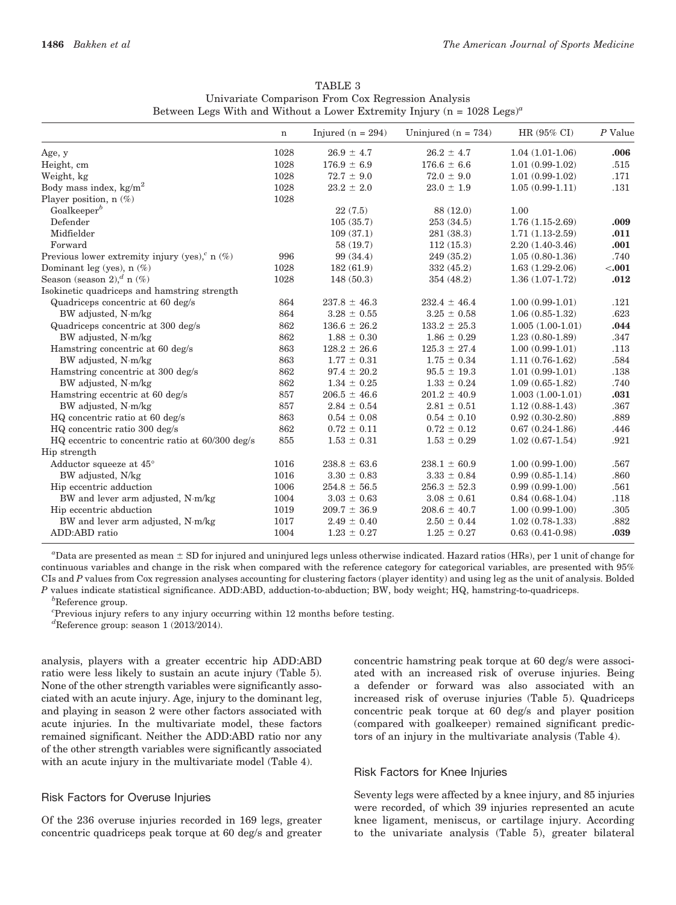TABLE 3
Univariate Comparison From Cox Regression Analysis Between Legs With and Without a Lower Extremity Injury (n = 1028 Legs)[a]

| | n | Injured (n = 294) | Uninjured (n = 734) | HR (95% CI) | P Value |
|---|---|---|---|---|---|
| Age, y | 1028 | 26.9 ± 4.7 | 26.2 ± 4.7 | 1.04 (1.01-1.06) | **.006** |
| Height, cm | 1028 | 176.9 ± 6.9 | 176.6 ± 6.6 | 1.01 (0.99-1.02) | .515 |
| Weight, kg | 1028 | 72.7 ± 9.0 | 72.0 ± 9.0 | 1.01 (0.99-1.02) | .171 |
| Body mass index, kg/m$^2$ | 1028 | 23.2 ± 2.0 | 23.0 ± 1.9 | 1.05 (0.99-1.11) | .131 |
| Player position, n (%) | 1028 | | | | |
| Goalkeeper[b] | | 22 (7.5) | 88 (12.0) | 1.00 | |
| Defender | | 105 (35.7) | 253 (34.5) | 1.76 (1.15-2.69) | **.009** |
| Midfielder | | 109 (37.1) | 281 (38.3) | 1.71 (1.13-2.59) | **.011** |
| Forward | | 58 (19.7) | 112 (15.3) | 2.20 (1.40-3.46) | **.001** |
| Previous lower extremity injury (yes),[c] n (%) | 996 | 99 (34.4) | 249 (35.2) | 1.05 (0.80-1.36) | .740 |
| Dominant leg (yes), n (%) | 1028 | 182 (61.9) | 332 (45.2) | 1.63 (1.29-2.06) | **<.001** |
| Season (season 2),[d] n (%) | 1028 | 148 (50.3) | 354 (48.2) | 1.36 (1.07-1.72) | **.012** |
| Isokinetic quadriceps and hamstring strength | | | | | |
| Quadriceps concentric at 60 deg/s | 864 | 237.8 ± 46.3 | 232.4 ± 46.4 | 1.00 (0.99-1.01) | .121 |
| BW adjusted, N·m/kg | 864 | 3.28 ± 0.55 | 3.25 ± 0.58 | 1.06 (0.85-1.32) | .623 |
| Quadriceps concentric at 300 deg/s | 862 | 136.6 ± 26.2 | 133.2 ± 25.3 | 1.005 (1.00-1.01) | **.044** |
| BW adjusted, N·m/kg | 862 | 1.88 ± 0.30 | 1.86 ± 0.29 | 1.23 (0.80-1.89) | .347 |
| Hamstring concentric at 60 deg/s | 863 | 128.2 ± 26.6 | 125.3 ± 27.4 | 1.00 (0.99-1.01) | .113 |
| BW adjusted, N·m/kg | 863 | 1.77 ± 0.31 | 1.75 ± 0.34 | 1.11 (0.76-1.62) | .584 |
| Hamstring concentric at 300 deg/s | 862 | 97.4 ± 20.2 | 95.5 ± 19.3 | 1.01 (0.99-1.01) | .138 |
| BW adjusted, N·m/kg | 862 | 1.34 ± 0.25 | 1.33 ± 0.24 | 1.09 (0.65-1.82) | .740 |
| Hamstring eccentric at 60 deg/s | 857 | 206.5 ± 46.6 | 201.2 ± 40.9 | 1.003 (1.00-1.01) | **.031** |
| BW adjusted, N·m/kg | 857 | 2.84 ± 0.54 | 2.81 ± 0.51 | 1.12 (0.88-1.43) | .367 |
| HQ concentric ratio at 60 deg/s | 863 | 0.54 ± 0.08 | 0.54 ± 0.10 | 0.92 (0.30-2.80) | .889 |
| HQ concentric ratio 300 deg/s | 862 | 0.72 ± 0.11 | 0.72 ± 0.12 | 0.67 (0.24-1.86) | .446 |
| HQ eccentric to concentric ratio at 60/300 deg/s | 855 | 1.53 ± 0.31 | 1.53 ± 0.29 | 1.02 (0.67-1.54) | .921 |
| Hip strength | | | | | |
| Adductor squeeze at 45° | 1016 | 238.8 ± 63.6 | 238.1 ± 60.9 | 1.00 (0.99-1.00) | .567 |
| BW adjusted, N/kg | 1016 | 3.30 ± 0.83 | 3.33 ± 0.84 | 0.99 (0.85-1.14) | .860 |
| Hip eccentric adduction | 1006 | 254.8 ± 56.5 | 256.3 ± 52.3 | 0.99 (0.99-1.00) | .561 |
| BW and lever arm adjusted, N·m/kg | 1004 | 3.03 ± 0.63 | 3.08 ± 0.61 | 0.84 (0.68-1.04) | .118 |
| Hip eccentric abduction | 1019 | 209.7 ± 36.9 | 208.6 ± 40.7 | 1.00 (0.99-1.00) | .305 |
| BW and lever arm adjusted, N·m/kg | 1017 | 2.49 ± 0.40 | 2.50 ± 0.44 | 1.02 (0.78-1.33) | .882 |
| ADD:ABD ratio | 1004 | 1.23 ± 0.27 | 1.25 ± 0.27 | 0.63 (0.41-0.98) | **.039** |

[a]Data are presented as mean ± SD for injured and uninjured legs unless otherwise indicated. Hazard ratios (HRs), per 1 unit of change for continuous variables and change in the risk when compared with the reference category for categorical variables, are presented with 95% CIs and P values from Cox regression analyses accounting for clustering factors (player identity) and using leg as the unit of analysis. Bolded P values indicate statistical significance. ADD:ABD, adduction-to-abduction; BW, body weight; HQ, hamstring-to-quadriceps.

[b]Reference group.

[c]Previous injury refers to any injury occurring within 12 months before testing.

[d]Reference group: season 1 (2013/2014).

analysis, players with a greater eccentric hip ADD:ABD ratio were less likely to sustain an acute injury (Table 5). None of the other strength variables were significantly associated with an acute injury. Age, injury to the dominant leg, and playing in season 2 were other factors associated with acute injuries. In the multivariate model, these factors remained significant. Neither the ADD:ABD ratio nor any of the other strength variables were significantly associated with an acute injury in the multivariate model (Table 4).

### Risk Factors for Overuse Injuries

Of the 236 overuse injuries recorded in 169 legs, greater concentric quadriceps peak torque at 60 deg/s and greater concentric hamstring peak torque at 60 deg/s were associated with an increased risk of overuse injuries. Being a defender or forward was also associated with an increased risk of overuse injuries (Table 5). Quadriceps concentric peak torque at 60 deg/s and player position (compared with goalkeeper) remained significant predictors of an injury in the multivariate analysis (Table 4).

### Risk Factors for Knee Injuries

Seventy legs were affected by a knee injury, and 85 injuries were recorded, of which 39 injuries represented an acute knee ligament, meniscus, or cartilage injury. According to the univariate analysis (Table 5), greater bilateral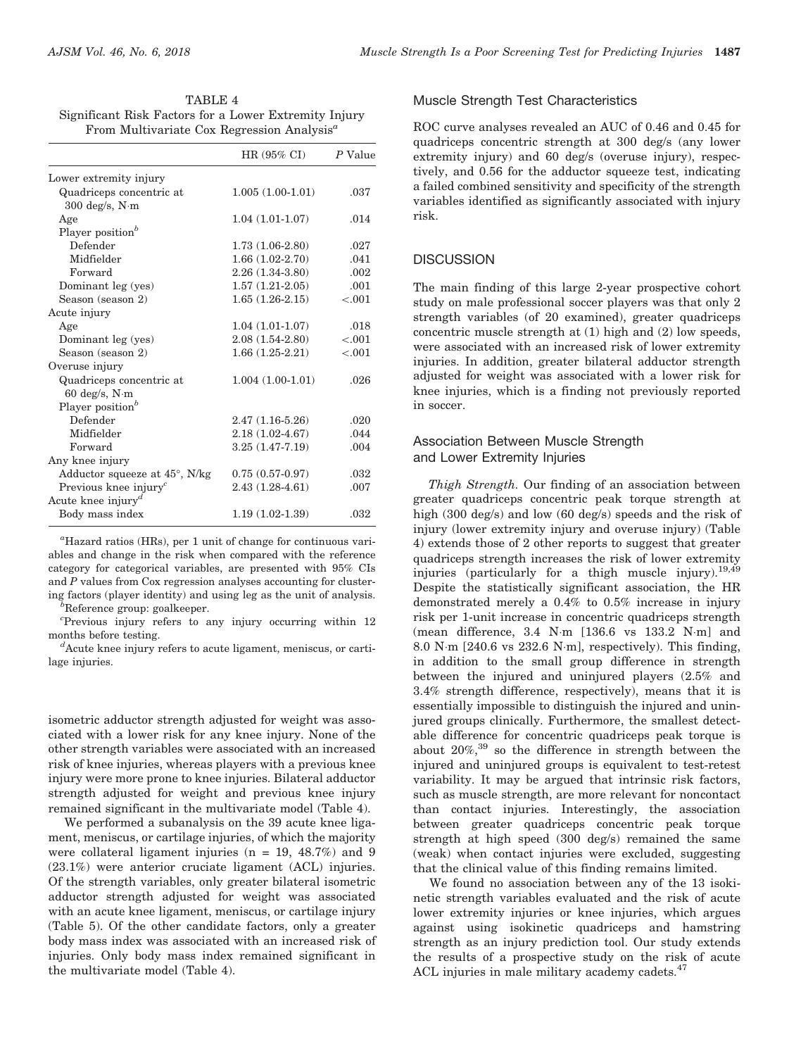TABLE 4
Significant Risk Factors for a Lower Extremity Injury From Multivariate Cox Regression Analysis[a]

| | HR (95% CI) | P Value |
|---|---|---|
| Lower extremity injury | | |
| Quadriceps concentric at 300 deg/s, N·m | 1.005 (1.00-1.01) | .037 |
| Age | 1.04 (1.01-1.07) | .014 |
| Player position[b] | | |
| Defender | 1.73 (1.06-2.80) | .027 |
| Midfielder | 1.66 (1.02-2.70) | .041 |
| Forward | 2.26 (1.34-3.80) | .002 |
| Dominant leg (yes) | 1.57 (1.21-2.05) | .001 |
| Season (season 2) | 1.65 (1.26-2.15) | <.001 |
| Acute injury | | |
| Age | 1.04 (1.01-1.07) | .018 |
| Dominant leg (yes) | 2.08 (1.54-2.80) | <.001 |
| Season (season 2) | 1.66 (1.25-2.21) | <.001 |
| Overuse injury | | |
| Quadriceps concentric at 60 deg/s, N·m | 1.004 (1.00-1.01) | .026 |
| Player position[b] | | |
| Defender | 2.47 (1.16-5.26) | .020 |
| Midfielder | 2.18 (1.02-4.67) | .044 |
| Forward | 3.25 (1.47-7.19) | .004 |
| Any knee injury | | |
| Adductor squeeze at 45°, N/kg | 0.75 (0.57-0.97) | .032 |
| Previous knee injury[c] | 2.43 (1.28-4.61) | .007 |
| Acute knee injury[d] | | |
| Body mass index | 1.19 (1.02-1.39) | .032 |

[a]Hazard ratios (HRs), per 1 unit of change for continuous variables and change in the risk when compared with the reference category for categorical variables, are presented with 95% CIs and P values from Cox regression analyses accounting for clustering factors (player identity) and using leg as the unit of analysis.

[b]Reference group: goalkeeper.

[c]Previous injury refers to any injury occurring within 12 months before testing.

[d]Acute knee injury refers to acute ligament, meniscus, or cartilage injuries.

isometric adductor strength adjusted for weight was associated with a lower risk for any knee injury. None of the other strength variables were associated with an increased risk of knee injuries, whereas players with a previous knee injury were more prone to knee injuries. Bilateral adductor strength adjusted for weight and previous knee injury remained significant in the multivariate model (Table 4).

We performed a subanalysis on the 39 acute knee ligament, meniscus, or cartilage injuries, of which the majority were collateral ligament injuries (n = 19, 48.7%) and 9 (23.1%) were anterior cruciate ligament (ACL) injuries. Of the strength variables, only greater bilateral isometric adductor strength adjusted for weight was associated with an acute knee ligament, meniscus, or cartilage injury (Table 5). Of the other candidate factors, only a greater body mass index was associated with an increased risk of injuries. Only body mass index remained significant in the multivariate model (Table 4).

## Muscle Strength Test Characteristics

ROC curve analyses revealed an AUC of 0.46 and 0.45 for quadriceps concentric strength at 300 deg/s (any lower extremity injury) and 60 deg/s (overuse injury), respectively, and 0.56 for the adductor squeeze test, indicating a failed combined sensitivity and specificity of the strength variables identified as significantly associated with injury risk.

# DISCUSSION

The main finding of this large 2-year prospective cohort study on male professional soccer players was that only 2 strength variables (of 20 examined), greater quadriceps concentric muscle strength at (1) high and (2) low speeds, were associated with an increased risk of lower extremity injuries. In addition, greater bilateral adductor strength adjusted for weight was associated with a lower risk for knee injuries, which is a finding not previously reported in soccer.

## Association Between Muscle Strength and Lower Extremity Injuries

*Thigh Strength.* Our finding of an association between greater quadriceps concentric peak torque strength at high (300 deg/s) and low (60 deg/s) speeds and the risk of injury (lower extremity injury and overuse injury) (Table 4) extends those of 2 other reports to suggest that greater quadriceps strength increases the risk of lower extremity injuries (particularly for a thigh muscle injury).[19,49] Despite the statistically significant association, the HR demonstrated merely a 0.4% to 0.5% increase in injury risk per 1-unit increase in concentric quadriceps strength (mean difference, 3.4 N·m [136.6 vs 133.2 N·m] and 8.0 N·m [240.6 vs 232.6 N·m], respectively). This finding, in addition to the small group difference in strength between the injured and uninjured players (2.5% and 3.4% strength difference, respectively), means that it is essentially impossible to distinguish the injured and uninjured groups clinically. Furthermore, the smallest detectable difference for concentric quadriceps peak torque is about 20%,[39] so the difference in strength between the injured and uninjured groups is equivalent to test-retest variability. It may be argued that intrinsic risk factors, such as muscle strength, are more relevant for noncontact than contact injuries. Interestingly, the association between greater quadriceps concentric peak torque strength at high speed (300 deg/s) remained the same (weak) when contact injuries were excluded, suggesting that the clinical value of this finding remains limited.

We found no association between any of the 13 isokinetic strength variables evaluated and the risk of acute lower extremity injuries or knee injuries, which argues against using isokinetic quadriceps and hamstring strength as an injury prediction tool. Our study extends the results of a prospective study on the risk of acute ACL injuries in male military academy cadets.[47]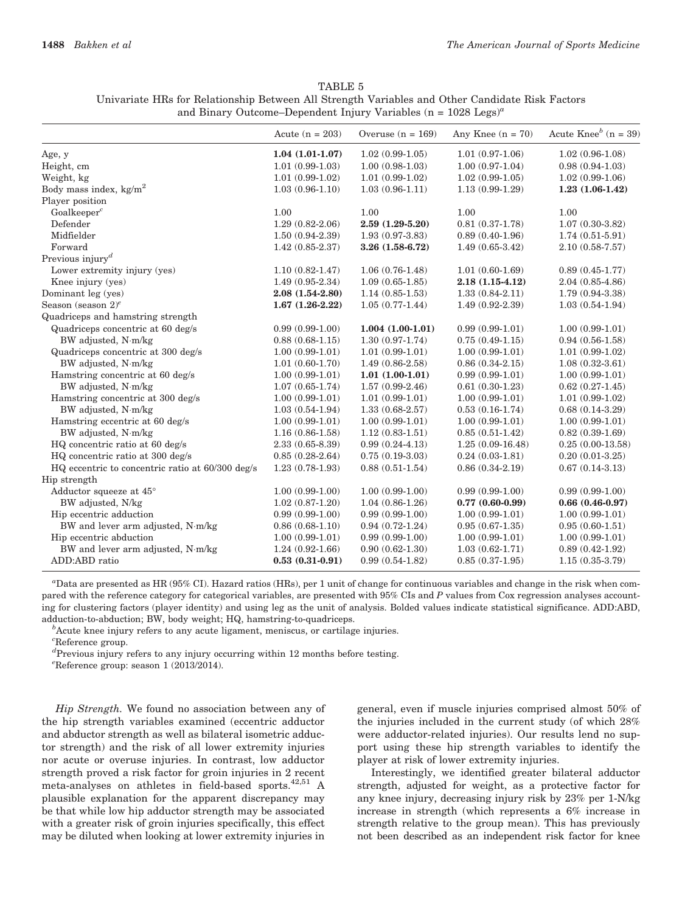TABLE 5
Univariate HRs for Relationship Between All Strength Variables and Other Candidate Risk Factors and Binary Outcome–Dependent Injury Variables (n = 1028 Legs)[a]

| | Acute (n = 203) | Overuse (n = 169) | Any Knee (n = 70) | Acute Knee[b] (n = 39) |
|---|---|---|---|---|
| Age, y | **1.04 (1.01-1.07)** | 1.02 (0.99-1.05) | 1.01 (0.97-1.06) | 1.02 (0.96-1.08) |
| Height, cm | 1.01 (0.99-1.03) | 1.00 (0.98-1.03) | 1.00 (0.97-1.04) | 0.98 (0.94-1.03) |
| Weight, kg | 1.01 (0.99-1.02) | 1.01 (0.99-1.02) | 1.02 (0.99-1.05) | 1.02 (0.99-1.06) |
| Body mass index, kg/m$^2$ | 1.03 (0.96-1.10) | 1.03 (0.96-1.11) | 1.13 (0.99-1.29) | **1.23 (1.06-1.42)** |
| Player position | | | | |
| Goalkeeper[c] | 1.00 | 1.00 | 1.00 | 1.00 |
| Defender | 1.29 (0.82-2.06) | **2.59 (1.29-5.20)** | 0.81 (0.37-1.78) | 1.07 (0.30-3.82) |
| Midfielder | 1.50 (0.94-2.39) | 1.93 (0.97-3.83) | 0.89 (0.40-1.96) | 1.74 (0.51-5.91) |
| Forward | 1.42 (0.85-2.37) | **3.26 (1.58-6.72)** | 1.49 (0.65-3.42) | 2.10 (0.58-7.57) |
| Previous injury[d] | | | | |
| Lower extremity injury (yes) | 1.10 (0.82-1.47) | 1.06 (0.76-1.48) | 1.01 (0.60-1.69) | 0.89 (0.45-1.77) |
| Knee injury (yes) | 1.49 (0.95-2.34) | 1.09 (0.65-1.85) | **2.18 (1.15-4.12)** | 2.04 (0.85-4.86) |
| Dominant leg (yes) | **2.08 (1.54-2.80)** | 1.14 (0.85-1.53) | 1.33 (0.84-2.11) | 1.79 (0.94-3.38) |
| Season (season 2)[e] | **1.67 (1.26-2.22)** | 1.05 (0.77-1.44) | 1.49 (0.92-2.39) | 1.03 (0.54-1.94) |
| Quadriceps and hamstring strength | | | | |
| Quadriceps concentric at 60 deg/s | 0.99 (0.99-1.00) | **1.004 (1.00-1.01)** | 0.99 (0.99-1.01) | 1.00 (0.99-1.01) |
| BW adjusted, N·m/kg | 0.88 (0.68-1.15) | 1.30 (0.97-1.74) | 0.75 (0.49-1.15) | 0.94 (0.56-1.58) |
| Quadriceps concentric at 300 deg/s | 1.00 (0.99-1.01) | 1.01 (0.99-1.01) | 1.00 (0.99-1.01) | 1.01 (0.99-1.02) |
| BW adjusted, N·m/kg | 1.01 (0.60-1.70) | 1.49 (0.86-2.58) | 0.86 (0.34-2.15) | 1.08 (0.32-3.61) |
| Hamstring concentric at 60 deg/s | 1.00 (0.99-1.01) | **1.01 (1.00-1.01)** | 0.99 (0.99-1.01) | 1.00 (0.99-1.01) |
| BW adjusted, N·m/kg | 1.07 (0.65-1.74) | 1.57 (0.99-2.46) | 0.61 (0.30-1.23) | 0.62 (0.27-1.45) |
| Hamstring concentric at 300 deg/s | 1.00 (0.99-1.01) | 1.01 (0.99-1.01) | 1.00 (0.99-1.01) | 1.01 (0.99-1.02) |
| BW adjusted, N·m/kg | 1.03 (0.54-1.94) | 1.33 (0.68-2.57) | 0.53 (0.16-1.74) | 0.68 (0.14-3.29) |
| Hamstring eccentric at 60 deg/s | 1.00 (0.99-1.01) | 1.00 (0.99-1.01) | 1.00 (0.99-1.01) | 1.00 (0.99-1.01) |
| BW adjusted, N·m/kg | 1.16 (0.86-1.58) | 1.12 (0.83-1.51) | 0.85 (0.51-1.42) | 0.82 (0.39-1.69) |
| HQ concentric ratio at 60 deg/s | 2.33 (0.65-8.39) | 0.99 (0.24-4.13) | 1.25 (0.09-16.48) | 0.25 (0.00-13.58) |
| HQ concentric ratio at 300 deg/s | 0.85 (0.28-2.64) | 0.75 (0.19-3.03) | 0.24 (0.03-1.81) | 0.20 (0.01-3.25) |
| HQ eccentric to concentric ratio at 60/300 deg/s | 1.23 (0.78-1.93) | 0.88 (0.51-1.54) | 0.86 (0.34-2.19) | 0.67 (0.14-3.13) |
| Hip strength | | | | |
| Adductor squeeze at 45° | 1.00 (0.99-1.00) | 1.00 (0.99-1.00) | 0.99 (0.99-1.00) | 0.99 (0.99-1.00) |
| BW adjusted, N/kg | 1.02 (0.87-1.20) | 1.04 (0.86-1.26) | **0.77 (0.60-0.99)** | **0.66 (0.46-0.97)** |
| Hip eccentric adduction | 0.99 (0.99-1.00) | 0.99 (0.99-1.00) | 1.00 (0.99-1.01) | 1.00 (0.99-1.01) |
| BW and lever arm adjusted, N·m/kg | 0.86 (0.68-1.10) | 0.94 (0.72-1.24) | 0.95 (0.67-1.35) | 0.95 (0.60-1.51) |
| Hip eccentric abduction | 1.00 (0.99-1.01) | 0.99 (0.99-1.00) | 1.00 (0.99-1.01) | 1.00 (0.99-1.01) |
| BW and lever arm adjusted, N·m/kg | 1.24 (0.92-1.66) | 0.90 (0.62-1.30) | 1.03 (0.62-1.71) | 0.89 (0.42-1.92) |
| ADD:ABD ratio | **0.53 (0.31-0.91)** | 0.99 (0.54-1.82) | 0.85 (0.37-1.95) | 1.15 (0.35-3.79) |

[a]Data are presented as HR (95% CI). Hazard ratios (HRs), per 1 unit of change for continuous variables and change in the risk when compared with the reference category for categorical variables, are presented with 95% CIs and *P* values from Cox regression analyses accounting for clustering factors (player identity) and using leg as the unit of analysis. Bolded values indicate statistical significance. ADD:ABD, adduction-to-abduction; BW, body weight; HQ, hamstring-to-quadriceps.

[b]Acute knee injury refers to any acute ligament, meniscus, or cartilage injuries.

[c]Reference group.

[d]Previous injury refers to any injury occurring within 12 months before testing.

[e]Reference group: season 1 (2013/2014).

*Hip Strength.* We found no association between any of the hip strength variables examined (eccentric adductor and abductor strength as well as bilateral isometric adductor strength) and the risk of all lower extremity injuries nor acute or overuse injuries. In contrast, low adductor strength proved a risk factor for groin injuries in 2 recent meta-analyses on athletes in field-based sports.[42,51] A plausible explanation for the apparent discrepancy may be that while low hip adductor strength may be associated with a greater risk of groin injuries specifically, this effect may be diluted when looking at lower extremity injuries in general, even if muscle injuries comprised almost 50% of the injuries included in the current study (of which 28% were adductor-related injuries). Our results lend no support using these hip strength variables to identify the player at risk of lower extremity injuries.

Interestingly, we identified greater bilateral adductor strength, adjusted for weight, as a protective factor for any knee injury, decreasing injury risk by 23% per 1-N/kg increase in strength (which represents a 6% increase in strength relative to the group mean). This has previously not been described as an independent risk factor for knee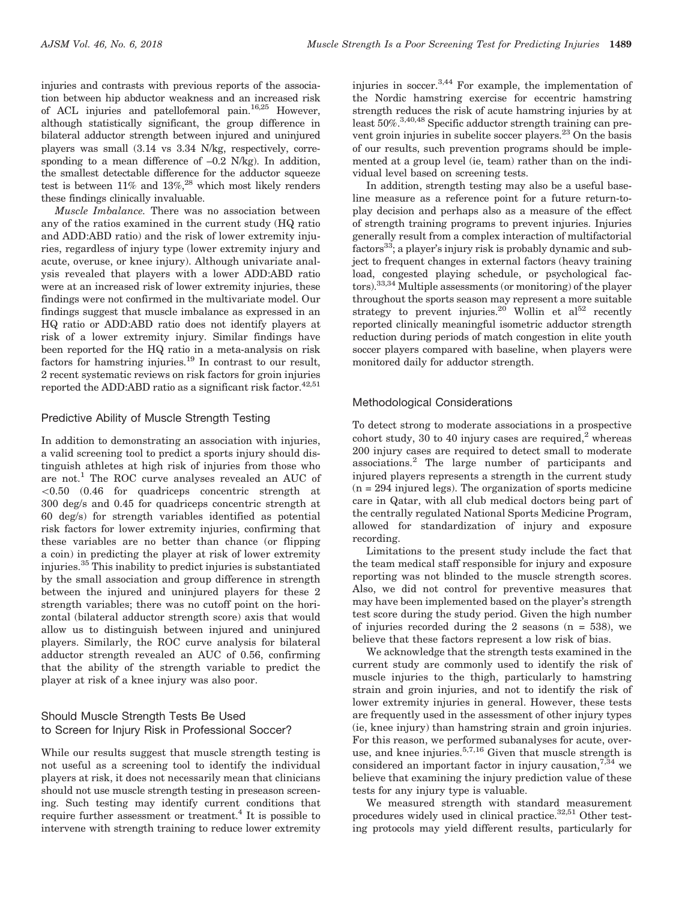injuries and contrasts with previous reports of the association between hip abductor weakness and an increased risk of ACL injuries and patellofemoral pain.[16,25] However, although statistically significant, the group difference in bilateral adductor strength between injured and uninjured players was small (3.14 vs 3.34 N/kg, respectively, corresponding to a mean difference of –0.2 N/kg). In addition, the smallest detectable difference for the adductor squeeze test is between 11% and 13%,[28] which most likely renders these findings clinically invaluable.

*Muscle Imbalance.* There was no association between any of the ratios examined in the current study (HQ ratio and ADD:ABD ratio) and the risk of lower extremity injuries, regardless of injury type (lower extremity injury and acute, overuse, or knee injury). Although univariate analysis revealed that players with a lower ADD:ABD ratio were at an increased risk of lower extremity injuries, these findings were not confirmed in the multivariate model. Our findings suggest that muscle imbalance as expressed in an HQ ratio or ADD:ABD ratio does not identify players at risk of a lower extremity injury. Similar findings have been reported for the HQ ratio in a meta-analysis on risk factors for hamstring injuries.[19] In contrast to our result, 2 recent systematic reviews on risk factors for groin injuries reported the ADD:ABD ratio as a significant risk factor.[42,51]

## Predictive Ability of Muscle Strength Testing

In addition to demonstrating an association with injuries, a valid screening tool to predict a sports injury should distinguish athletes at high risk of injuries from those who are not.[1] The ROC curve analyses revealed an AUC of <0.50 (0.46 for quadriceps concentric strength at 300 deg/s and 0.45 for quadriceps concentric strength at 60 deg/s) for strength variables identified as potential risk factors for lower extremity injuries, confirming that these variables are no better than chance (or flipping a coin) in predicting the player at risk of lower extremity injuries.[35] This inability to predict injuries is substantiated by the small association and group difference in strength between the injured and uninjured players for these 2 strength variables; there was no cutoff point on the horizontal (bilateral adductor strength score) axis that would allow us to distinguish between injured and uninjured players. Similarly, the ROC curve analysis for bilateral adductor strength revealed an AUC of 0.56, confirming that the ability of the strength variable to predict the player at risk of a knee injury was also poor.

## Should Muscle Strength Tests Be Used to Screen for Injury Risk in Professional Soccer?

While our results suggest that muscle strength testing is not useful as a screening tool to identify the individual players at risk, it does not necessarily mean that clinicians should not use muscle strength testing in preseason screening. Such testing may identify current conditions that require further assessment or treatment.[4] It is possible to intervene with strength training to reduce lower extremity injuries in soccer.[3,44] For example, the implementation of the Nordic hamstring exercise for eccentric hamstring strength reduces the risk of acute hamstring injuries by at least 50%.[3,40,48] Specific adductor strength training can prevent groin injuries in subelite soccer players.[23] On the basis of our results, such prevention programs should be implemented at a group level (ie, team) rather than on the individual level based on screening tests.

In addition, strength testing may also be a useful baseline measure as a reference point for a future return-to-play decision and perhaps also as a measure of the effect of strength training programs to prevent injuries. Injuries generally result from a complex interaction of multifactorial factors[33]; a player's injury risk is probably dynamic and subject to frequent changes in external factors (heavy training load, congested playing schedule, or psychological factors).[33,34] Multiple assessments (or monitoring) of the player throughout the sports season may represent a more suitable strategy to prevent injuries.[20] Wollin et al[52] recently reported clinically meaningful isometric adductor strength reduction during periods of match congestion in elite youth soccer players compared with baseline, when players were monitored daily for adductor strength.

## Methodological Considerations

To detect strong to moderate associations in a prospective cohort study, 30 to 40 injury cases are required,[2] whereas 200 injury cases are required to detect small to moderate associations.[2] The large number of participants and injured players represents a strength in the current study (n = 294 injured legs). The organization of sports medicine care in Qatar, with all club medical doctors being part of the centrally regulated National Sports Medicine Program, allowed for standardization of injury and exposure recording.

Limitations to the present study include the fact that the team medical staff responsible for injury and exposure reporting was not blinded to the muscle strength scores. Also, we did not control for preventive measures that may have been implemented based on the player's strength test score during the study period. Given the high number of injuries recorded during the 2 seasons (n = 538), we believe that these factors represent a low risk of bias.

We acknowledge that the strength tests examined in the current study are commonly used to identify the risk of muscle injuries to the thigh, particularly to hamstring strain and groin injuries, and not to identify the risk of lower extremity injuries in general. However, these tests are frequently used in the assessment of other injury types (ie, knee injury) than hamstring strain and groin injuries. For this reason, we performed subanalyses for acute, overuse, and knee injuries.[5,7,16] Given that muscle strength is considered an important factor in injury causation,[7,34] we believe that examining the injury prediction value of these tests for any injury type is valuable.

We measured strength with standard measurement procedures widely used in clinical practice.[32,51] Other testing protocols may yield different results, particularly for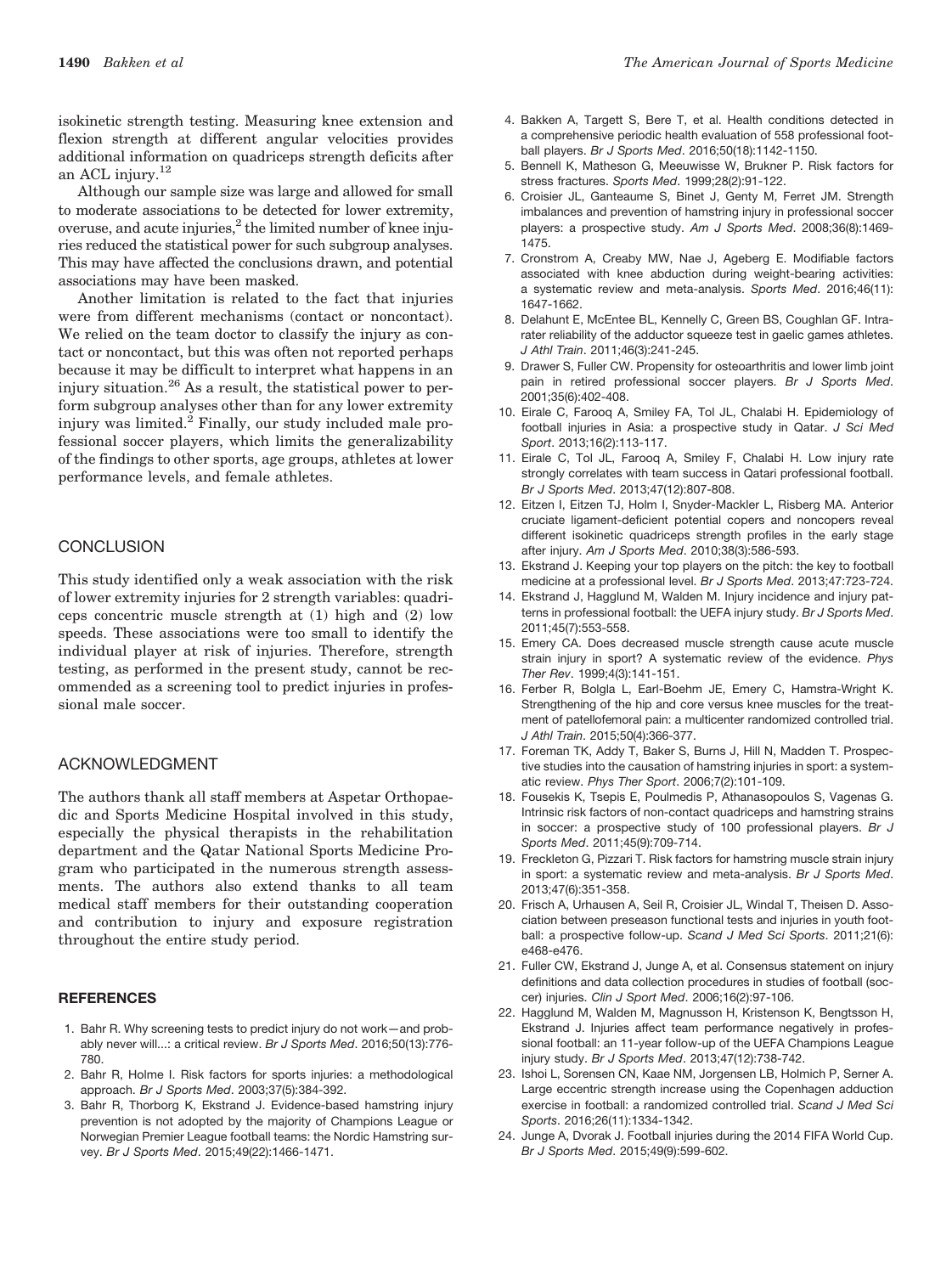isokinetic strength testing. Measuring knee extension and flexion strength at different angular velocities provides additional information on quadriceps strength deficits after an ACL injury.[12]

Although our sample size was large and allowed for small to moderate associations to be detected for lower extremity, overuse, and acute injuries,[2] the limited number of knee injuries reduced the statistical power for such subgroup analyses. This may have affected the conclusions drawn, and potential associations may have been masked.

Another limitation is related to the fact that injuries were from different mechanisms (contact or noncontact). We relied on the team doctor to classify the injury as contact or noncontact, but this was often not reported perhaps because it may be difficult to interpret what happens in an injury situation.[26] As a result, the statistical power to perform subgroup analyses other than for any lower extremity injury was limited.[2] Finally, our study included male professional soccer players, which limits the generalizability of the findings to other sports, age groups, athletes at lower performance levels, and female athletes.

## CONCLUSION

This study identified only a weak association with the risk of lower extremity injuries for 2 strength variables: quadriceps concentric muscle strength at (1) high and (2) low speeds. These associations were too small to identify the individual player at risk of injuries. Therefore, strength testing, as performed in the present study, cannot be recommended as a screening tool to predict injuries in professional male soccer.

## ACKNOWLEDGMENT

The authors thank all staff members at Aspetar Orthopaedic and Sports Medicine Hospital involved in this study, especially the physical therapists in the rehabilitation department and the Qatar National Sports Medicine Program who participated in the numerous strength assessments. The authors also extend thanks to all team medical staff members for their outstanding cooperation and contribution to injury and exposure registration throughout the entire study period.

## REFERENCES

1. Bahr R. Why screening tests to predict injury do not work—and probably never will...: a critical review. *Br J Sports Med*. 2016;50(13):776-780.
2. Bahr R, Holme I. Risk factors for sports injuries: a methodological approach. *Br J Sports Med*. 2003;37(5):384-392.
3. Bahr R, Thorborg K, Ekstrand J. Evidence-based hamstring injury prevention is not adopted by the majority of Champions League or Norwegian Premier League football teams: the Nordic Hamstring survey. *Br J Sports Med*. 2015;49(22):1466-1471.
4. Bakken A, Targett S, Bere T, et al. Health conditions detected in a comprehensive periodic health evaluation of 558 professional football players. *Br J Sports Med*. 2016;50(18):1142-1150.
5. Bennell K, Matheson G, Meeuwisse W, Brukner P. Risk factors for stress fractures. *Sports Med*. 1999;28(2):91-122.
6. Croisier JL, Ganteaume S, Binet J, Genty M, Ferret JM. Strength imbalances and prevention of hamstring injury in professional soccer players: a prospective study. *Am J Sports Med*. 2008;36(8):1469-1475.
7. Cronstrom A, Creaby MW, Nae J, Ageberg E. Modifiable factors associated with knee abduction during weight-bearing activities: a systematic review and meta-analysis. *Sports Med*. 2016;46(11):1647-1662.
8. Delahunt E, McEntee BL, Kennelly C, Green BS, Coughlan GF. Intrarater reliability of the adductor squeeze test in gaelic games athletes. *J Athl Train*. 2011;46(3):241-245.
9. Drawer S, Fuller CW. Propensity for osteoarthritis and lower limb joint pain in retired professional soccer players. *Br J Sports Med*. 2001;35(6):402-408.
10. Eirale C, Farooq A, Smiley FA, Tol JL, Chalabi H. Epidemiology of football injuries in Asia: a prospective study in Qatar. *J Sci Med Sport*. 2013;16(2):113-117.
11. Eirale C, Tol JL, Farooq A, Smiley F, Chalabi H. Low injury rate strongly correlates with team success in Qatari professional football. *Br J Sports Med*. 2013;47(12):807-808.
12. Eitzen I, Eitzen TJ, Holm I, Snyder-Mackler L, Risberg MA. Anterior cruciate ligament-deficient potential copers and noncopers reveal different isokinetic quadriceps strength profiles in the early stage after injury. *Am J Sports Med*. 2010;38(3):586-593.
13. Ekstrand J. Keeping your top players on the pitch: the key to football medicine at a professional level. *Br J Sports Med*. 2013;47:723-724.
14. Ekstrand J, Hagglund M, Walden M. Injury incidence and injury patterns in professional football: the UEFA injury study. *Br J Sports Med*. 2011;45(7):553-558.
15. Emery CA. Does decreased muscle strength cause acute muscle strain injury in sport? A systematic review of the evidence. *Phys Ther Rev*. 1999;4(3):141-151.
16. Ferber R, Bolgla L, Earl-Boehm JE, Emery C, Hamstra-Wright K. Strengthening of the hip and core versus knee muscles for the treatment of patellofemoral pain: a multicenter randomized controlled trial. *J Athl Train*. 2015;50(4):366-377.
17. Foreman TK, Addy T, Baker S, Burns J, Hill N, Madden T. Prospective studies into the causation of hamstring injuries in sport: a systematic review. *Phys Ther Sport*. 2006;7(2):101-109.
18. Fousekis K, Tsepis E, Poulmedis P, Athanasopoulos S, Vagenas G. Intrinsic risk factors of non-contact quadriceps and hamstring strains in soccer: a prospective study of 100 professional players. *Br J Sports Med*. 2011;45(9):709-714.
19. Freckleton G, Pizzari T. Risk factors for hamstring muscle strain injury in sport: a systematic review and meta-analysis. *Br J Sports Med*. 2013;47(6):351-358.
20. Frisch A, Urhausen A, Seil R, Croisier JL, Windal T, Theisen D. Association between preseason functional tests and injuries in youth football: a prospective follow-up. *Scand J Med Sci Sports*. 2011;21(6):e468-e476.
21. Fuller CW, Ekstrand J, Junge A, et al. Consensus statement on injury definitions and data collection procedures in studies of football (soccer) injuries. *Clin J Sport Med*. 2006;16(2):97-106.
22. Hagglund M, Walden M, Magnusson H, Kristenson K, Bengtsson H, Ekstrand J. Injuries affect team performance negatively in professional football: an 11-year follow-up of the UEFA Champions League injury study. *Br J Sports Med*. 2013;47(12):738-742.
23. Ishoi L, Sorensen CN, Kaae NM, Jorgensen LB, Holmich P, Serner A. Large eccentric strength increase using the Copenhagen adduction exercise in football: a randomized controlled trial. *Scand J Med Sci Sports*. 2016;26(11):1334-1342.
24. Junge A, Dvorak J. Football injuries during the 2014 FIFA World Cup. *Br J Sports Med*. 2015;49(9):599-602.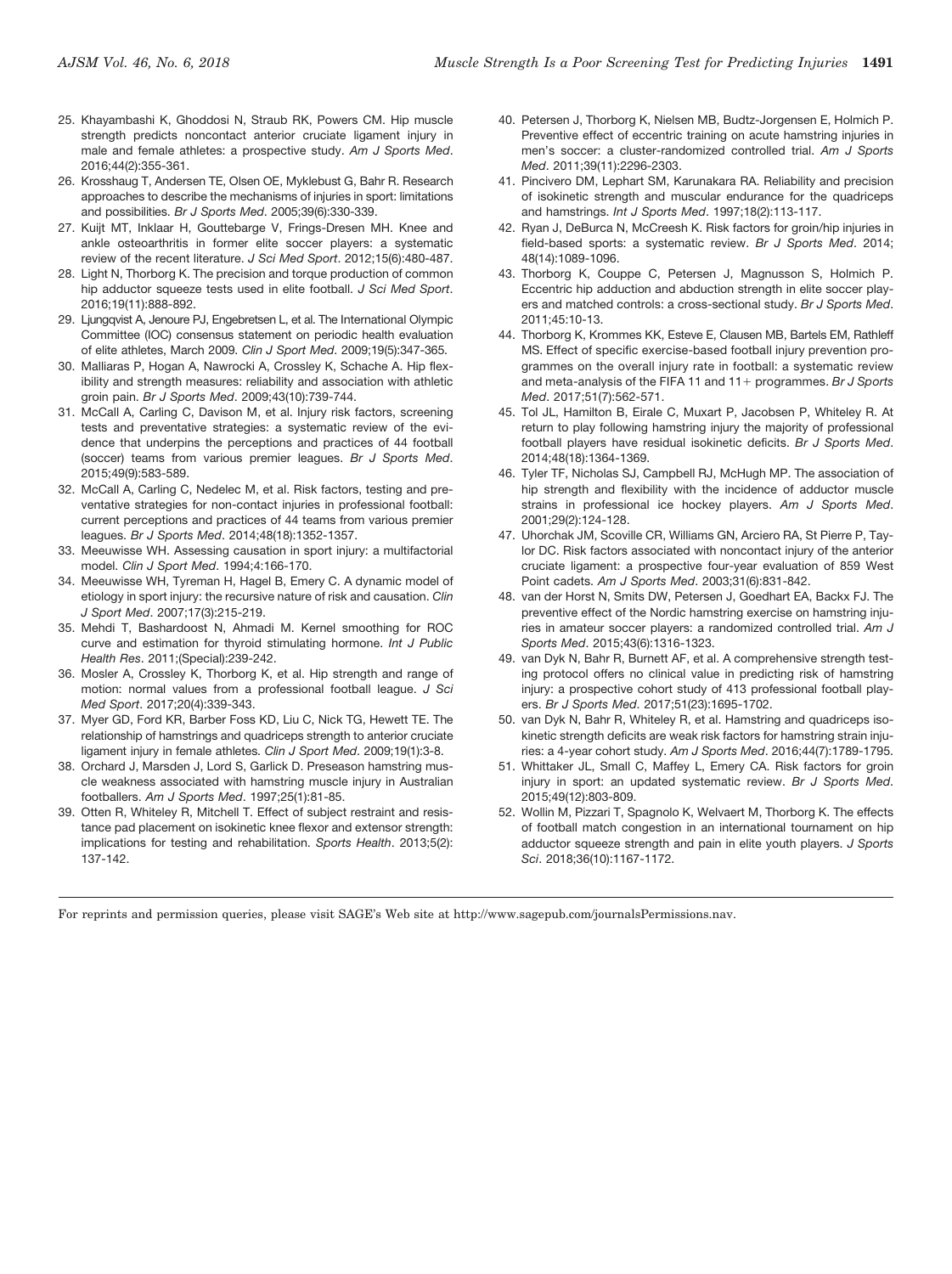25. Khayambashi K, Ghoddosi N, Straub RK, Powers CM. Hip muscle strength predicts noncontact anterior cruciate ligament injury in male and female athletes: a prospective study. *Am J Sports Med*. 2016;44(2):355-361.
26. Krosshaug T, Andersen TE, Olsen OE, Myklebust G, Bahr R. Research approaches to describe the mechanisms of injuries in sport: limitations and possibilities. *Br J Sports Med*. 2005;39(6):330-339.
27. Kuijt MT, Inklaar H, Gouttebarge V, Frings-Dresen MH. Knee and ankle osteoarthritis in former elite soccer players: a systematic review of the recent literature. *J Sci Med Sport*. 2012;15(6):480-487.
28. Light N, Thorborg K. The precision and torque production of common hip adductor squeeze tests used in elite football. *J Sci Med Sport*. 2016;19(11):888-892.
29. Ljungqvist A, Jenoure PJ, Engebretsen L, et al. The International Olympic Committee (IOC) consensus statement on periodic health evaluation of elite athletes, March 2009. *Clin J Sport Med*. 2009;19(5):347-365.
30. Malliaras P, Hogan A, Nawrocki A, Crossley K, Schache A. Hip flexibility and strength measures: reliability and association with athletic groin pain. *Br J Sports Med*. 2009;43(10):739-744.
31. McCall A, Carling C, Davison M, et al. Injury risk factors, screening tests and preventative strategies: a systematic review of the evidence that underpins the perceptions and practices of 44 football (soccer) teams from various premier leagues. *Br J Sports Med*. 2015;49(9):583-589.
32. McCall A, Carling C, Nedelec M, et al. Risk factors, testing and preventative strategies for non-contact injuries in professional football: current perceptions and practices of 44 teams from various premier leagues. *Br J Sports Med*. 2014;48(18):1352-1357.
33. Meeuwisse WH. Assessing causation in sport injury: a multifactorial model. *Clin J Sport Med*. 1994;4:166-170.
34. Meeuwisse WH, Tyreman H, Hagel B, Emery C. A dynamic model of etiology in sport injury: the recursive nature of risk and causation. *Clin J Sport Med*. 2007;17(3):215-219.
35. Mehdi T, Bashardoost N, Ahmadi M. Kernel smoothing for ROC curve and estimation for thyroid stimulating hormone. *Int J Public Health Res*. 2011;(Special):239-242.
36. Mosler A, Crossley K, Thorborg K, et al. Hip strength and range of motion: normal values from a professional football league. *J Sci Med Sport*. 2017;20(4):339-343.
37. Myer GD, Ford KR, Barber Foss KD, Liu C, Nick TG, Hewett TE. The relationship of hamstrings and quadriceps strength to anterior cruciate ligament injury in female athletes. *Clin J Sport Med*. 2009;19(1):3-8.
38. Orchard J, Marsden J, Lord S, Garlick D. Preseason hamstring muscle weakness associated with hamstring muscle injury in Australian footballers. *Am J Sports Med*. 1997;25(1):81-85.
39. Otten R, Whiteley R, Mitchell T. Effect of subject restraint and resistance pad placement on isokinetic knee flexor and extensor strength: implications for testing and rehabilitation. *Sports Health*. 2013;5(2):137-142.
40. Petersen J, Thorborg K, Nielsen MB, Budtz-Jorgensen E, Holmich P. Preventive effect of eccentric training on acute hamstring injuries in men's soccer: a cluster-randomized controlled trial. *Am J Sports Med*. 2011;39(11):2296-2303.
41. Pincivero DM, Lephart SM, Karunakara RA. Reliability and precision of isokinetic strength and muscular endurance for the quadriceps and hamstrings. *Int J Sports Med*. 1997;18(2):113-117.
42. Ryan J, DeBurca N, McCreesh K. Risk factors for groin/hip injuries in field-based sports: a systematic review. *Br J Sports Med*. 2014;48(14):1089-1096.
43. Thorborg K, Couppe C, Petersen J, Magnusson S, Holmich P. Eccentric hip adduction and abduction strength in elite soccer players and matched controls: a cross-sectional study. *Br J Sports Med*. 2011;45:10-13.
44. Thorborg K, Krommes KK, Esteve E, Clausen MB, Bartels EM, Rathleff MS. Effect of specific exercise-based football injury prevention programmes on the overall injury rate in football: a systematic review and meta-analysis of the FIFA 11 and 11+ programmes. *Br J Sports Med*. 2017;51(7):562-571.
45. Tol JL, Hamilton B, Eirale C, Muxart P, Jacobsen P, Whiteley R. At return to play following hamstring injury the majority of professional football players have residual isokinetic deficits. *Br J Sports Med*. 2014;48(18):1364-1369.
46. Tyler TF, Nicholas SJ, Campbell RJ, McHugh MP. The association of hip strength and flexibility with the incidence of adductor muscle strains in professional ice hockey players. *Am J Sports Med*. 2001;29(2):124-128.
47. Uhorchak JM, Scoville CR, Williams GN, Arciero RA, St Pierre P, Taylor DC. Risk factors associated with noncontact injury of the anterior cruciate ligament: a prospective four-year evaluation of 859 West Point cadets. *Am J Sports Med*. 2003;31(6):831-842.
48. van der Horst N, Smits DW, Petersen J, Goedhart EA, Backx FJ. The preventive effect of the Nordic hamstring exercise on hamstring injuries in amateur soccer players: a randomized controlled trial. *Am J Sports Med*. 2015;43(6):1316-1323.
49. van Dyk N, Bahr R, Burnett AF, et al. A comprehensive strength testing protocol offers no clinical value in predicting risk of hamstring injury: a prospective cohort study of 413 professional football players. *Br J Sports Med*. 2017;51(23):1695-1702.
50. van Dyk N, Bahr R, Whiteley R, et al. Hamstring and quadriceps isokinetic strength deficits are weak risk factors for hamstring strain injuries: a 4-year cohort study. *Am J Sports Med*. 2016;44(7):1789-1795.
51. Whittaker JL, Small C, Maffey L, Emery CA. Risk factors for groin injury in sport: an updated systematic review. *Br J Sports Med*. 2015;49(12):803-809.
52. Wollin M, Pizzari T, Spagnolo K, Welvaert M, Thorborg K. The effects of football match congestion in an international tournament on hip adductor squeeze strength and pain in elite youth players. *J Sports Sci*. 2018;36(10):1167-1172.

For reprints and permission queries, please visit SAGE's Web site at http://www.sagepub.com/journalsPermissions.nav.